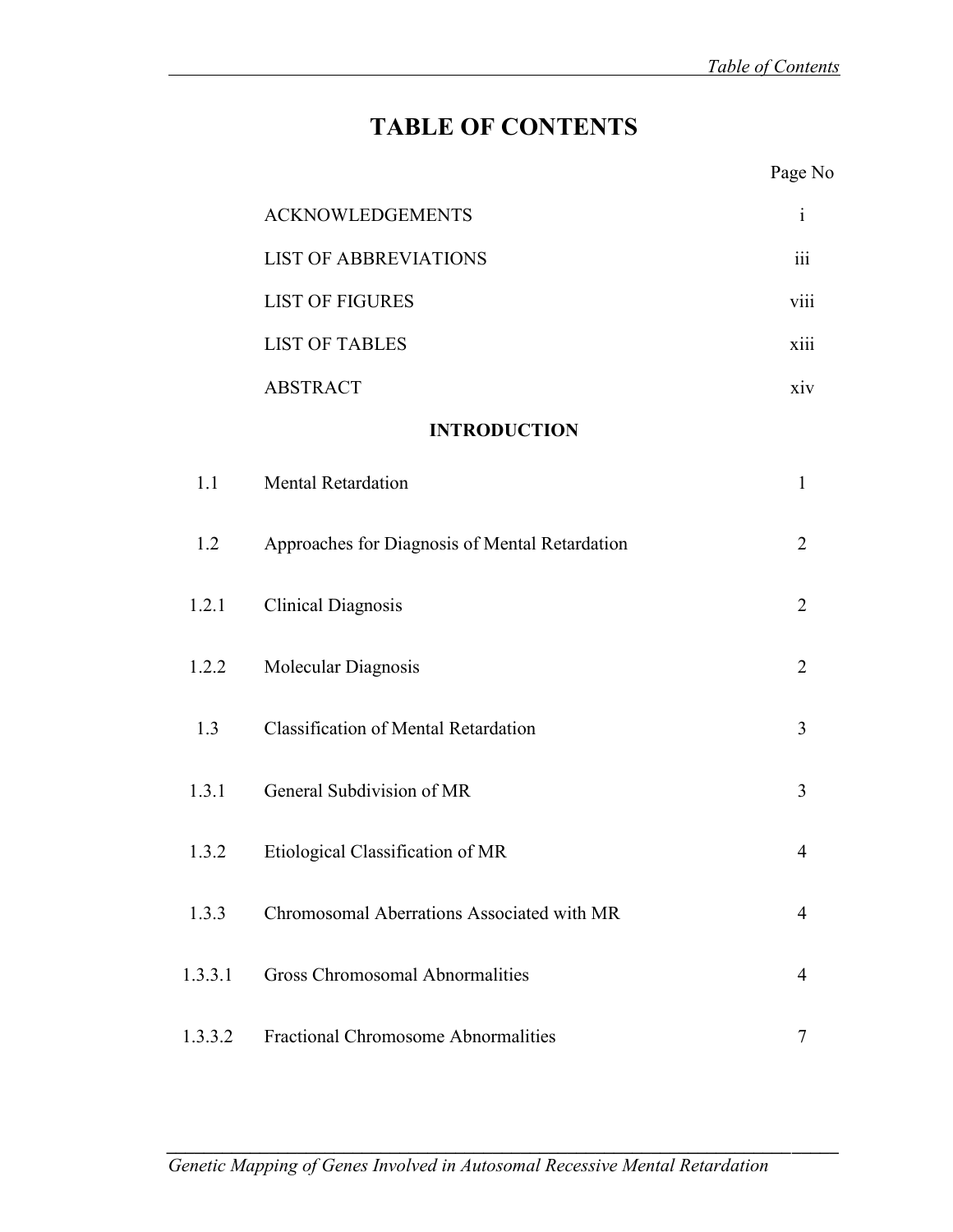# TABLE OF CONTENTS

| | | Page No |
|---|---|---|
| | ACKNOWLEDGEMENTS | i |
| | LIST OF ABBREVIATIONS | iii |
| | LIST OF FIGURES | viii |
| | LIST OF TABLES | xiii |
| | ABSTRACT | xiv |
| | **INTRODUCTION** | |
| 1.1 | Mental Retardation | 1 |
| 1.2 | Approaches for Diagnosis of Mental Retardation | 2 |
| 1.2.1 | Clinical Diagnosis | 2 |
| 1.2.2 | Molecular Diagnosis | 2 |
| 1.3 | Classification of Mental Retardation | 3 |
| 1.3.1 | General Subdivision of MR | 3 |
| 1.3.2 | Etiological Classification of MR | 4 |
| 1.3.3 | Chromosomal Aberrations Associated with MR | 4 |
| 1.3.3.1 | Gross Chromosomal Abnormalities | 4 |
| 1.3.3.2 | Fractional Chromosome Abnormalities | 7 |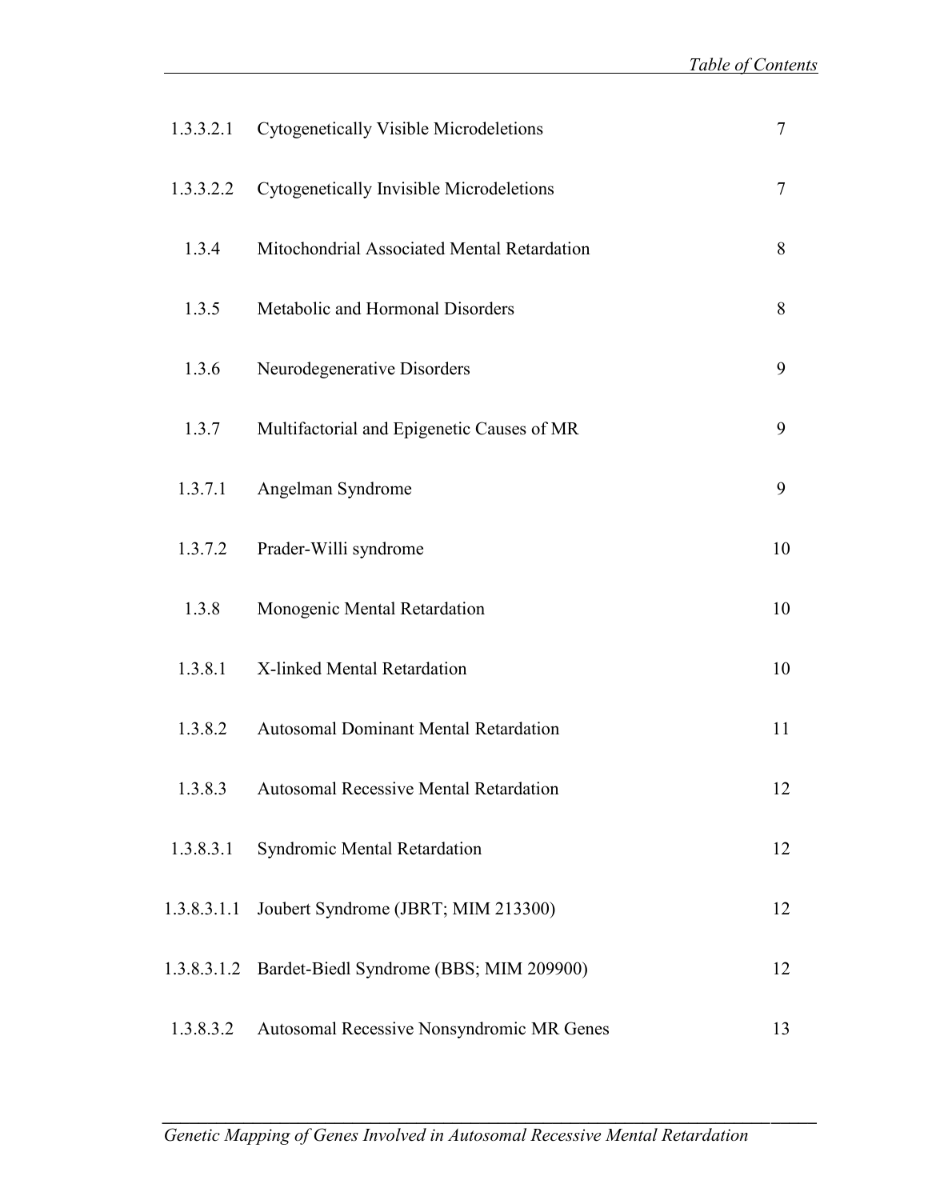| | | |
|---|---|---|
| 1.3.3.2.1 | Cytogenetically Visible Microdeletions | 7 |
| 1.3.3.2.2 | Cytogenetically Invisible Microdeletions | 7 |
| 1.3.4 | Mitochondrial Associated Mental Retardation | 8 |
| 1.3.5 | Metabolic and Hormonal Disorders | 8 |
| 1.3.6 | Neurodegenerative Disorders | 9 |
| 1.3.7 | Multifactorial and Epigenetic Causes of MR | 9 |
| 1.3.7.1 | Angelman Syndrome | 9 |
| 1.3.7.2 | Prader-Willi syndrome | 10 |
| 1.3.8 | Monogenic Mental Retardation | 10 |
| 1.3.8.1 | X-linked Mental Retardation | 10 |
| 1.3.8.2 | Autosomal Dominant Mental Retardation | 11 |
| 1.3.8.3 | Autosomal Recessive Mental Retardation | 12 |
| 1.3.8.3.1 | Syndromic Mental Retardation | 12 |
| 1.3.8.3.1.1 | Joubert Syndrome (JBRT; MIM 213300) | 12 |
| 1.3.8.3.1.2 | Bardet-Biedl Syndrome (BBS; MIM 209900) | 12 |
| 1.3.8.3.2 | Autosomal Recessive Nonsyndromic MR Genes | 13 |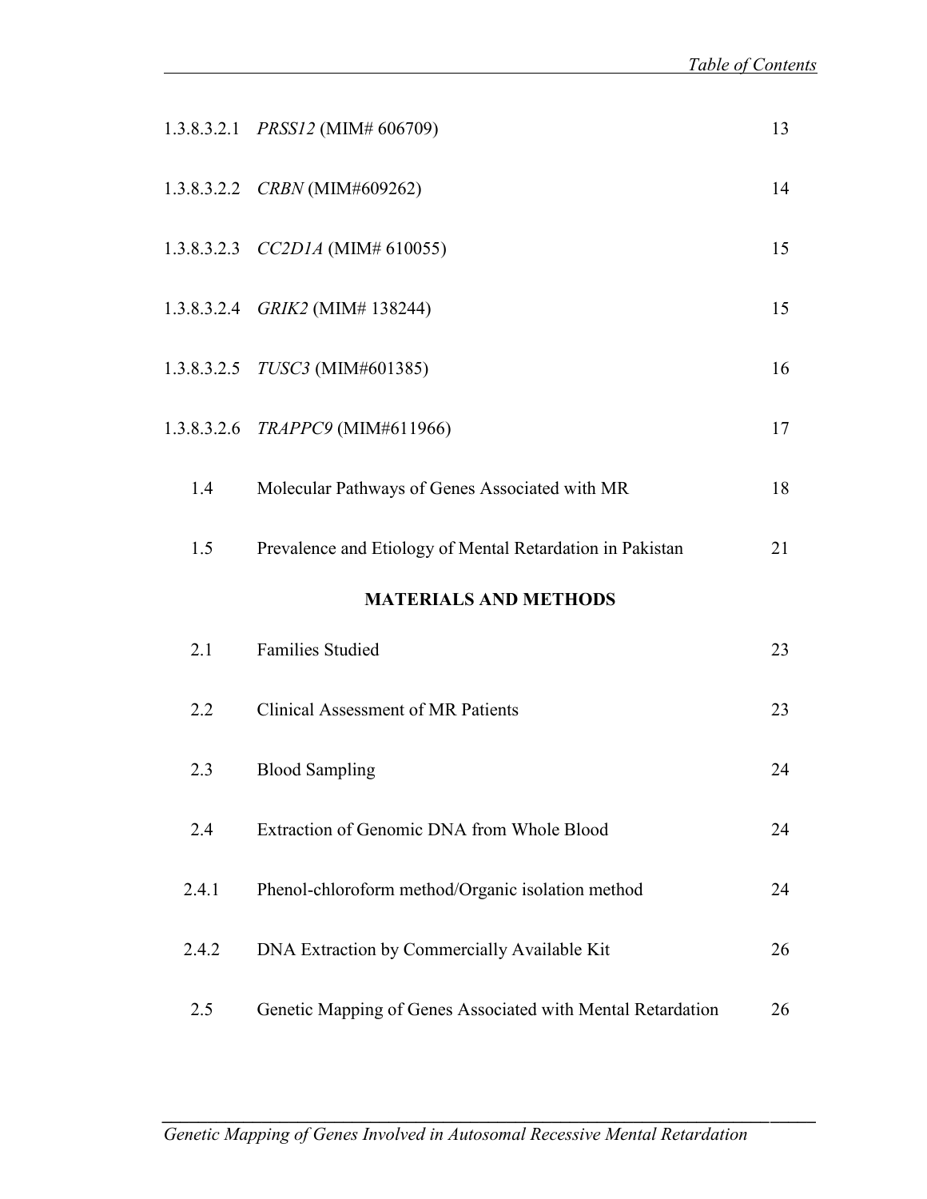| | | |
|---|---|---|
| 1.3.8.3.2.1 | *PRSS12* (MIM# 606709) | 13 |
| 1.3.8.3.2.2 | *CRBN* (MIM#609262) | 14 |
| 1.3.8.3.2.3 | *CC2D1A* (MIM# 610055) | 15 |
| 1.3.8.3.2.4 | *GRIK2* (MIM# 138244) | 15 |
| 1.3.8.3.2.5 | *TUSC3* (MIM#601385) | 16 |
| 1.3.8.3.2.6 | *TRAPPC9* (MIM#611966) | 17 |
| 1.4 | Molecular Pathways of Genes Associated with MR | 18 |
| 1.5 | Prevalence and Etiology of Mental Retardation in Pakistan | 21 |

**MATERIALS AND METHODS**

| | | |
|---|---|---|
| 2.1 | Families Studied | 23 |
| 2.2 | Clinical Assessment of MR Patients | 23 |
| 2.3 | Blood Sampling | 24 |
| 2.4 | Extraction of Genomic DNA from Whole Blood | 24 |
| 2.4.1 | Phenol-chloroform method/Organic isolation method | 24 |
| 2.4.2 | DNA Extraction by Commercially Available Kit | 26 |
| 2.5 | Genetic Mapping of Genes Associated with Mental Retardation | 26 |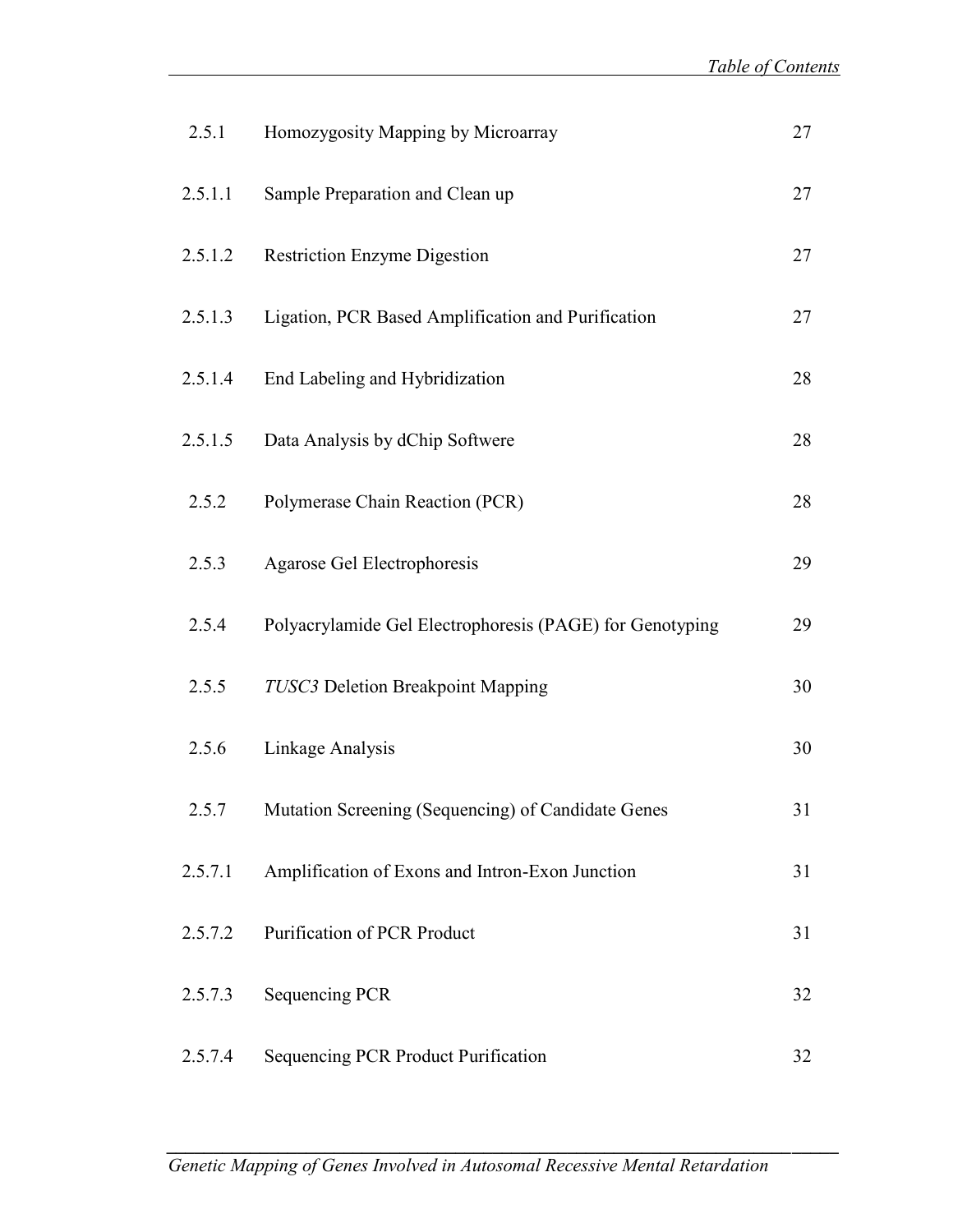| | | |
|---|---|---|
| 2.5.1 | Homozygosity Mapping by Microarray | 27 |
| 2.5.1.1 | Sample Preparation and Clean up | 27 |
| 2.5.1.2 | Restriction Enzyme Digestion | 27 |
| 2.5.1.3 | Ligation, PCR Based Amplification and Purification | 27 |
| 2.5.1.4 | End Labeling and Hybridization | 28 |
| 2.5.1.5 | Data Analysis by dChip Softwere | 28 |
| 2.5.2 | Polymerase Chain Reaction (PCR) | 28 |
| 2.5.3 | Agarose Gel Electrophoresis | 29 |
| 2.5.4 | Polyacrylamide Gel Electrophoresis (PAGE) for Genotyping | 29 |
| 2.5.5 | *TUSC3* Deletion Breakpoint Mapping | 30 |
| 2.5.6 | Linkage Analysis | 30 |
| 2.5.7 | Mutation Screening (Sequencing) of Candidate Genes | 31 |
| 2.5.7.1 | Amplification of Exons and Intron-Exon Junction | 31 |
| 2.5.7.2 | Purification of PCR Product | 31 |
| 2.5.7.3 | Sequencing PCR | 32 |
| 2.5.7.4 | Sequencing PCR Product Purification | 32 |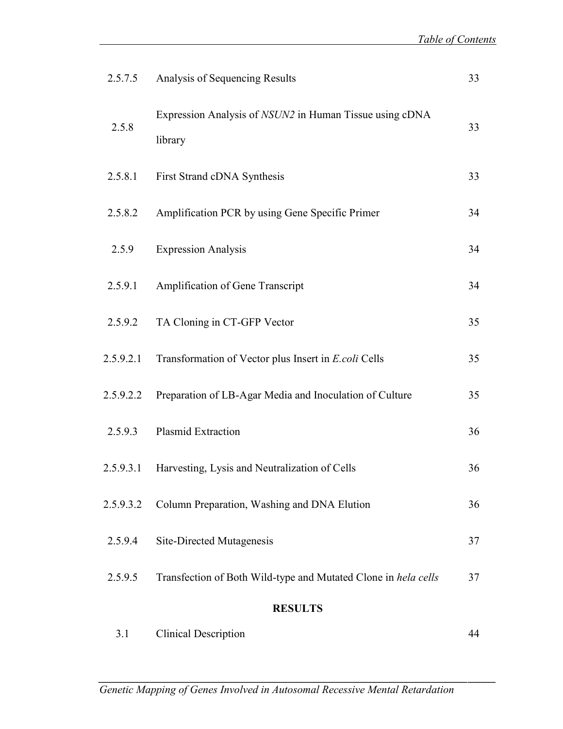| | | |
|---|---|---|
| 2.5.7.5 | Analysis of Sequencing Results | 33 |
| 2.5.8 | Expression Analysis of *NSUN2* in Human Tissue using cDNA library | 33 |
| 2.5.8.1 | First Strand cDNA Synthesis | 33 |
| 2.5.8.2 | Amplification PCR by using Gene Specific Primer | 34 |
| 2.5.9 | Expression Analysis | 34 |
| 2.5.9.1 | Amplification of Gene Transcript | 34 |
| 2.5.9.2 | TA Cloning in CT-GFP Vector | 35 |
| 2.5.9.2.1 | Transformation of Vector plus Insert in *E.coli* Cells | 35 |
| 2.5.9.2.2 | Preparation of LB-Agar Media and Inoculation of Culture | 35 |
| 2.5.9.3 | Plasmid Extraction | 36 |
| 2.5.9.3.1 | Harvesting, Lysis and Neutralization of Cells | 36 |
| 2.5.9.3.2 | Column Preparation, Washing and DNA Elution | 36 |
| 2.5.9.4 | Site-Directed Mutagenesis | 37 |
| 2.5.9.5 | Transfection of Both Wild-type and Mutated Clone in *hela cells* | 37 |
| | **RESULTS** | |
| 3.1 | Clinical Description | 44 |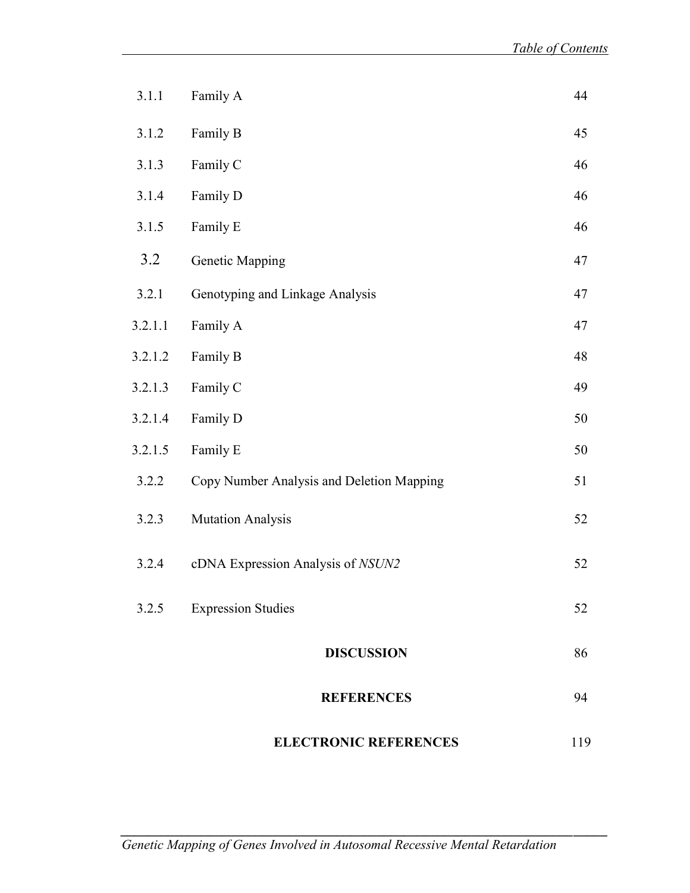| | | |
|---|---|---|
| 3.1.1 | Family A | 44 |
| 3.1.2 | Family B | 45 |
| 3.1.3 | Family C | 46 |
| 3.1.4 | Family D | 46 |
| 3.1.5 | Family E | 46 |
| 3.2 | Genetic Mapping | 47 |
| 3.2.1 | Genotyping and Linkage Analysis | 47 |
| 3.2.1.1 | Family A | 47 |
| 3.2.1.2 | Family B | 48 |
| 3.2.1.3 | Family C | 49 |
| 3.2.1.4 | Family D | 50 |
| 3.2.1.5 | Family E | 50 |
| 3.2.2 | Copy Number Analysis and Deletion Mapping | 51 |
| 3.2.3 | Mutation Analysis | 52 |
| 3.2.4 | cDNA Expression Analysis of *NSUN2* | 52 |
| 3.2.5 | Expression Studies | 52 |
| | **DISCUSSION** | 86 |
| | **REFERENCES** | 94 |
| | **ELECTRONIC REFERENCES** | 119 |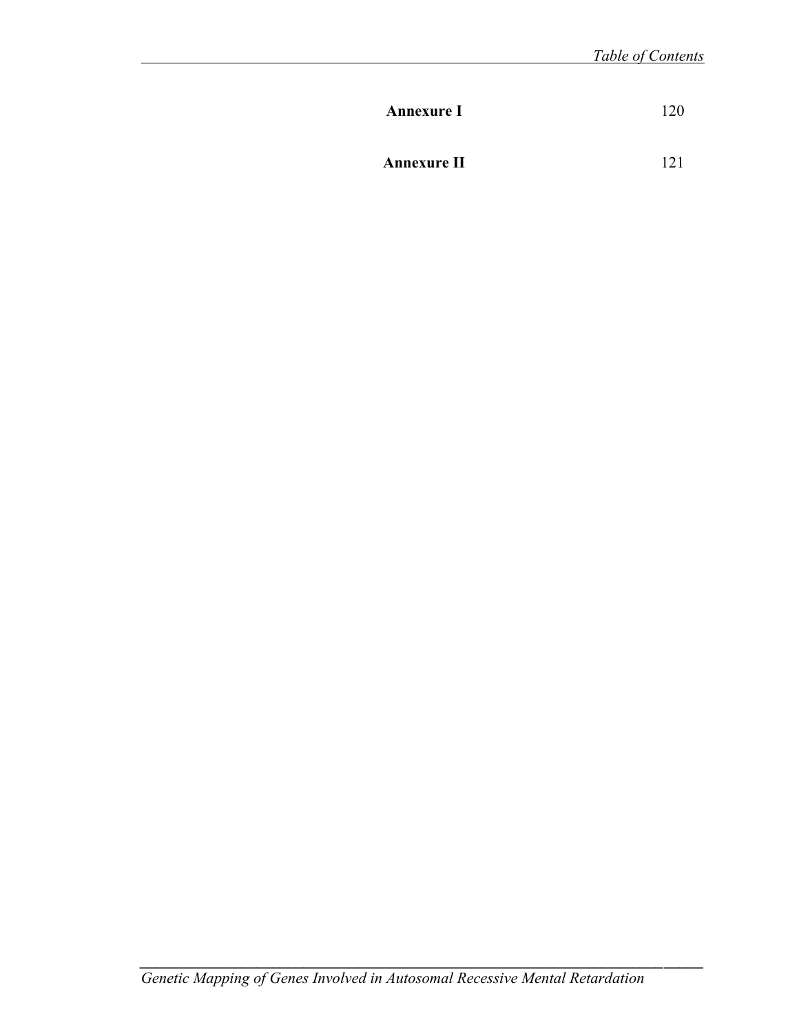| | |
|---|---|
| **Annexure I** | 120 |
| **Annexure II** | 121 |